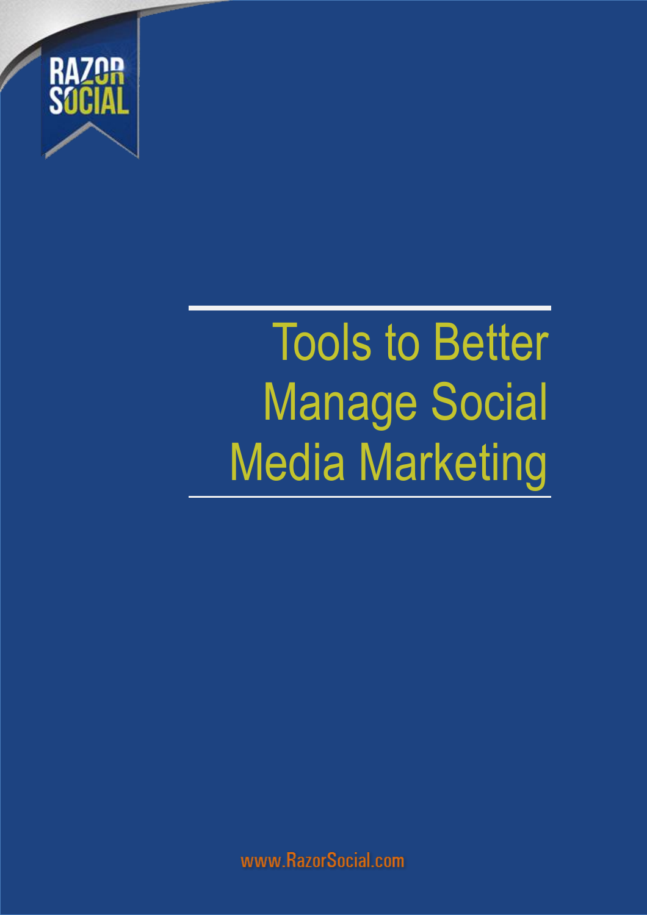RAZOR SOCIAL

# Tools to Better Manage Social Media Marketing

www.RazorSocial.com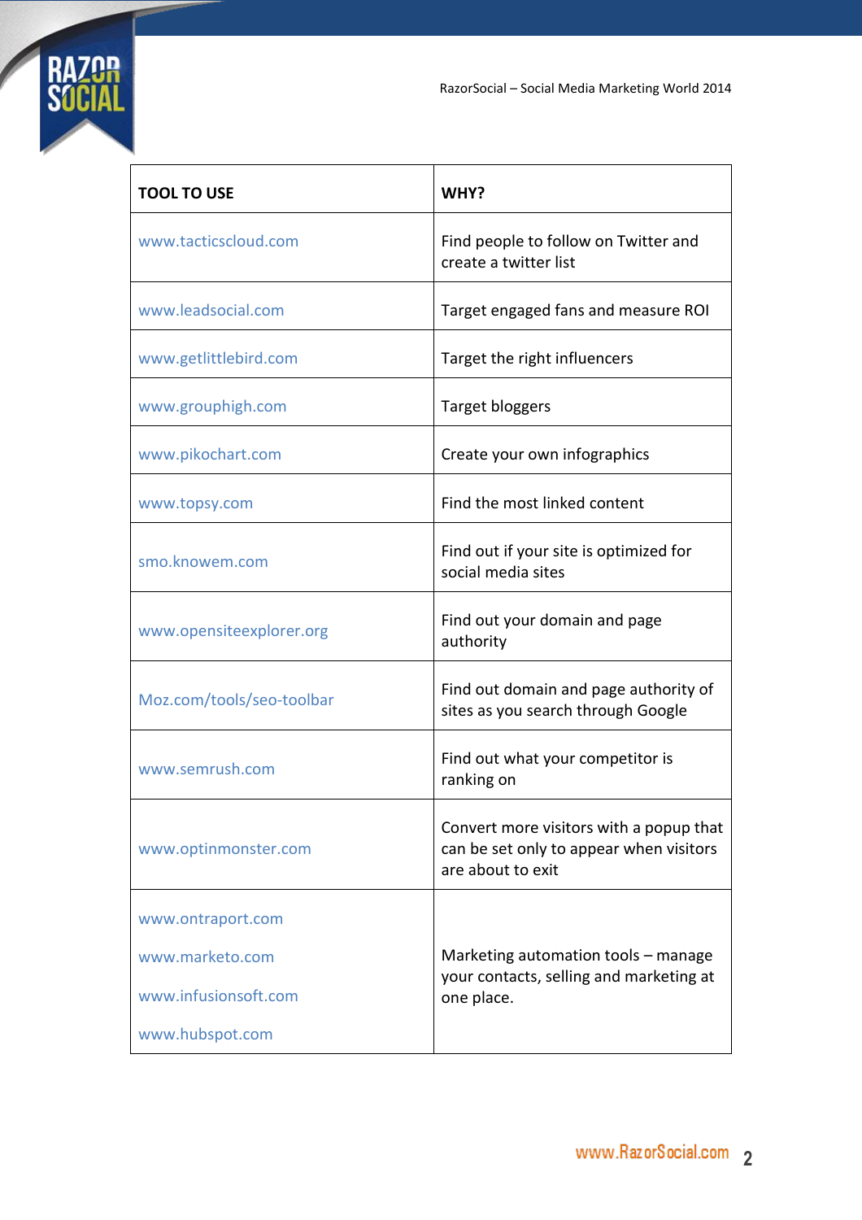| TOOL TO USE | WHY? |
| --- | --- |
| www.tacticscloud.com | Find people to follow on Twitter and create a twitter list |
| www.leadsocial.com | Target engaged fans and measure ROI |
| www.getlittlebird.com | Target the right influencers |
| www.grouphigh.com | Target bloggers |
| www.pikochart.com | Create your own infographics |
| www.topsy.com | Find the most linked content |
| smo.knowem.com | Find out if your site is optimized for social media sites |
| www.opensiteexplorer.org | Find out your domain and page authority |
| Moz.com/tools/seo-toolbar | Find out domain and page authority of sites as you search through Google |
| www.semrush.com | Find out what your competitor is ranking on |
| www.optinmonster.com | Convert more visitors with a popup that can be set only to appear when visitors are about to exit |
| www.ontraport.com<br>www.marketo.com<br>www.infusionsoft.com<br>www.hubspot.com | Marketing automation tools – manage your contacts, selling and marketing at one place. |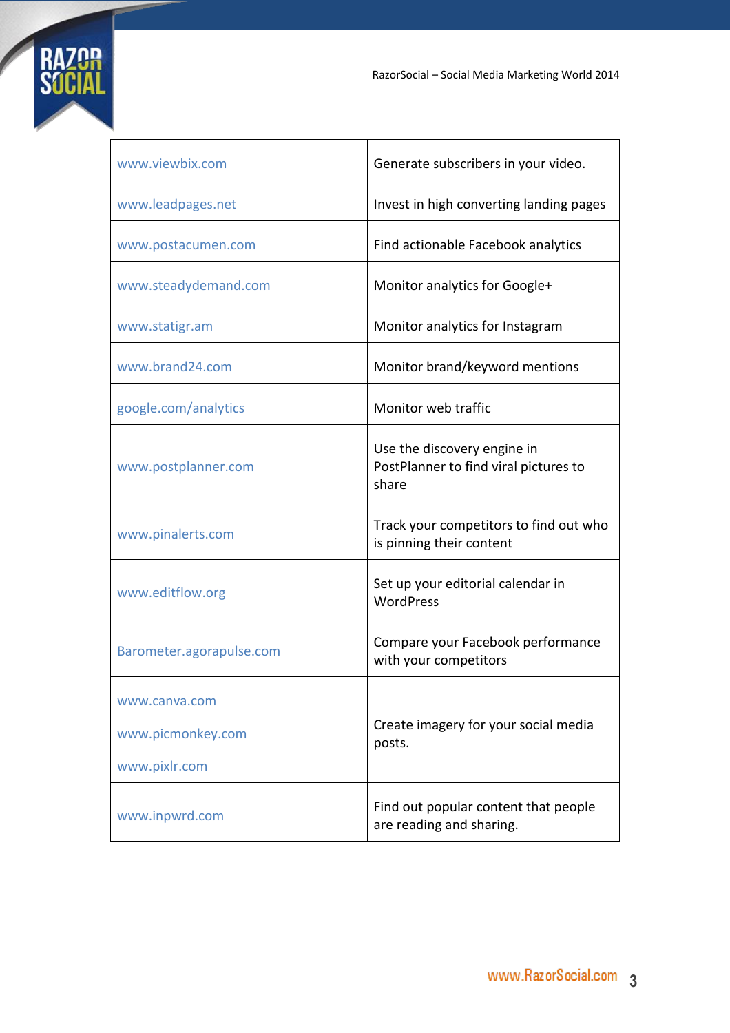| | |
|---|---|
| www.viewbix.com | Generate subscribers in your video. |
| www.leadpages.net | Invest in high converting landing pages |
| www.postacumen.com | Find actionable Facebook analytics |
| www.steadydemand.com | Monitor analytics for Google+ |
| www.statigr.am | Monitor analytics for Instagram |
| www.brand24.com | Monitor brand/keyword mentions |
| google.com/analytics | Monitor web traffic |
| www.postplanner.com | Use the discovery engine in PostPlanner to find viral pictures to share |
| www.pinalerts.com | Track your competitors to find out who is pinning their content |
| www.editflow.org | Set up your editorial calendar in WordPress |
| Barometer.agorapulse.com | Compare your Facebook performance with your competitors |
| www.canva.com<br>www.picmonkey.com<br>www.pixlr.com | Create imagery for your social media posts. |
| www.inpwrd.com | Find out popular content that people are reading and sharing. |